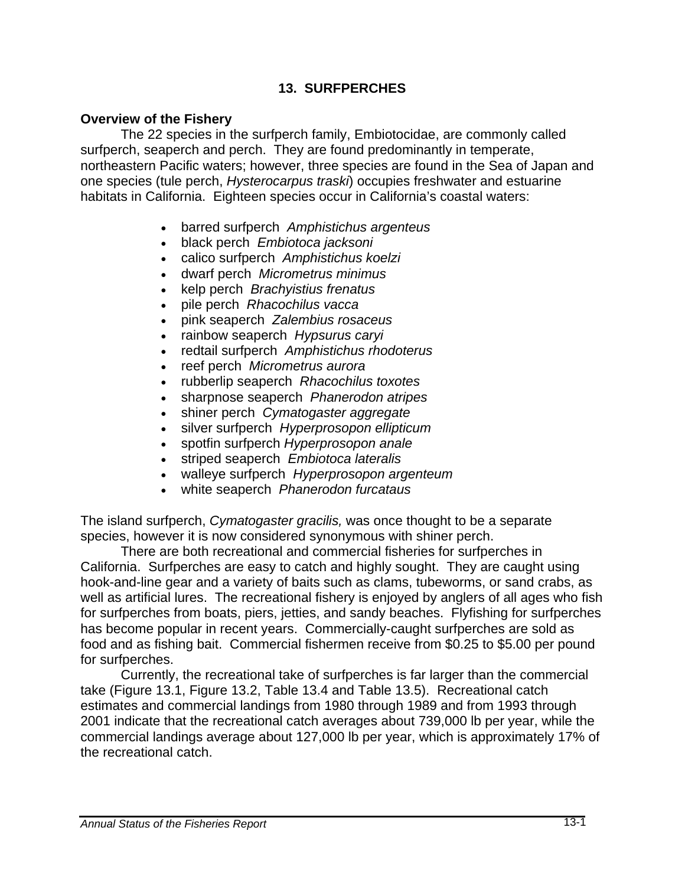# 13. SURFPERCHES

## Overview of the Fishery

The 22 species in the surfperch family, Embiotocidae, are commonly called surfperch, seaperch and perch. They are found predominantly in temperate, northeastern Pacific waters; however, three species are found in the Sea of Japan and one species (tule perch, *Hysterocarpus traski*) occupies freshwater and estuarine habitats in California. Eighteen species occur in California's coastal waters:

- barred surfperch *Amphistichus argenteus*
- black perch *Embiotoca jacksoni*
- calico surfperch *Amphistichus koelzi*
- dwarf perch *Micrometrus minimus*
- kelp perch *Brachyistius frenatus*
- pile perch *Rhacochilus vacca*
- pink seaperch *Zalembius rosaceus*
- rainbow seaperch *Hypsurus caryi*
- redtail surfperch *Amphistichus rhodoterus*
- reef perch *Micrometrus aurora*
- rubberlip seaperch *Rhacochilus toxotes*
- sharpnose seaperch *Phanerodon atripes*
- shiner perch *Cymatogaster aggregate*
- silver surfperch *Hyperprosopon ellipticum*
- spotfin surfperch *Hyperprosopon anale*
- striped seaperch *Embiotoca lateralis*
- walleye surfperch *Hyperprosopon argenteum*
- white seaperch *Phanerodon furcataus*

The island surfperch, *Cymatogaster gracilis,* was once thought to be a separate species, however it is now considered synonymous with shiner perch.

There are both recreational and commercial fisheries for surfperches in California. Surfperches are easy to catch and highly sought. They are caught using hook-and-line gear and a variety of baits such as clams, tubeworms, or sand crabs, as well as artificial lures. The recreational fishery is enjoyed by anglers of all ages who fish for surfperches from boats, piers, jetties, and sandy beaches. Flyfishing for surfperches has become popular in recent years. Commercially-caught surfperches are sold as food and as fishing bait. Commercial fishermen receive from $0.25 to $5.00 per pound for surfperches.

Currently, the recreational take of surfperches is far larger than the commercial take (Figure 13.1, Figure 13.2, Table 13.4 and Table 13.5). Recreational catch estimates and commercial landings from 1980 through 1989 and from 1993 through 2001 indicate that the recreational catch averages about 739,000 lb per year, while the commercial landings average about 127,000 lb per year, which is approximately 17% of the recreational catch.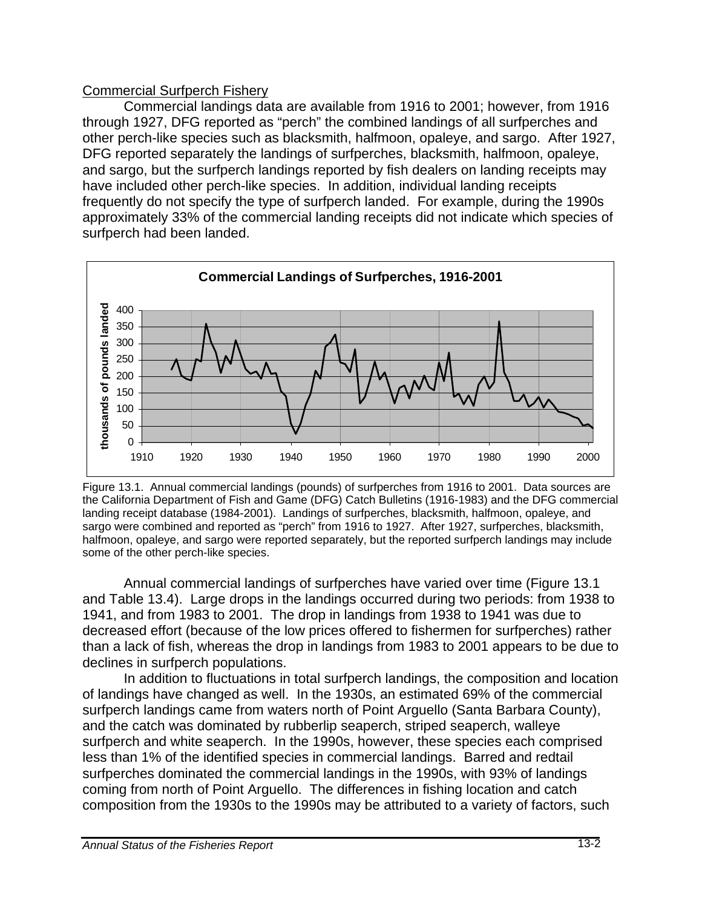Commercial Surfperch Fishery

Commercial landings data are available from 1916 to 2001; however, from 1916 through 1927, DFG reported as "perch" the combined landings of all surfperches and other perch-like species such as blacksmith, halfmoon, opaleye, and sargo. After 1927, DFG reported separately the landings of surfperches, blacksmith, halfmoon, opaleye, and sargo, but the surfperch landings reported by fish dealers on landing receipts may have included other perch-like species. In addition, individual landing receipts frequently do not specify the type of surfperch landed. For example, during the 1990s approximately 33% of the commercial landing receipts did not indicate which species of surfperch had been landed.

Figure 13.1. Annual commercial landings (pounds) of surfperches from 1916 to 2001. Data sources are the California Department of Fish and Game (DFG) Catch Bulletins (1916-1983) and the DFG commercial landing receipt database (1984-2001). Landings of surfperches, blacksmith, halfmoon, opaleye, and sargo were combined and reported as "perch" from 1916 to 1927. After 1927, surfperches, blacksmith, halfmoon, opaleye, and sargo were reported separately, but the reported surfperch landings may include some of the other perch-like species.

Annual commercial landings of surfperches have varied over time (Figure 13.1 and Table 13.4). Large drops in the landings occurred during two periods: from 1938 to 1941, and from 1983 to 2001. The drop in landings from 1938 to 1941 was due to decreased effort (because of the low prices offered to fishermen for surfperches) rather than a lack of fish, whereas the drop in landings from 1983 to 2001 appears to be due to declines in surfperch populations.

In addition to fluctuations in total surfperch landings, the composition and location of landings have changed as well. In the 1930s, an estimated 69% of the commercial surfperch landings came from waters north of Point Arguello (Santa Barbara County), and the catch was dominated by rubberlip seaperch, striped seaperch, walleye surfperch and white seaperch. In the 1990s, however, these species each comprised less than 1% of the identified species in commercial landings. Barred and redtail surfperches dominated the commercial landings in the 1990s, with 93% of landings coming from north of Point Arguello. The differences in fishing location and catch composition from the 1930s to the 1990s may be attributed to a variety of factors, such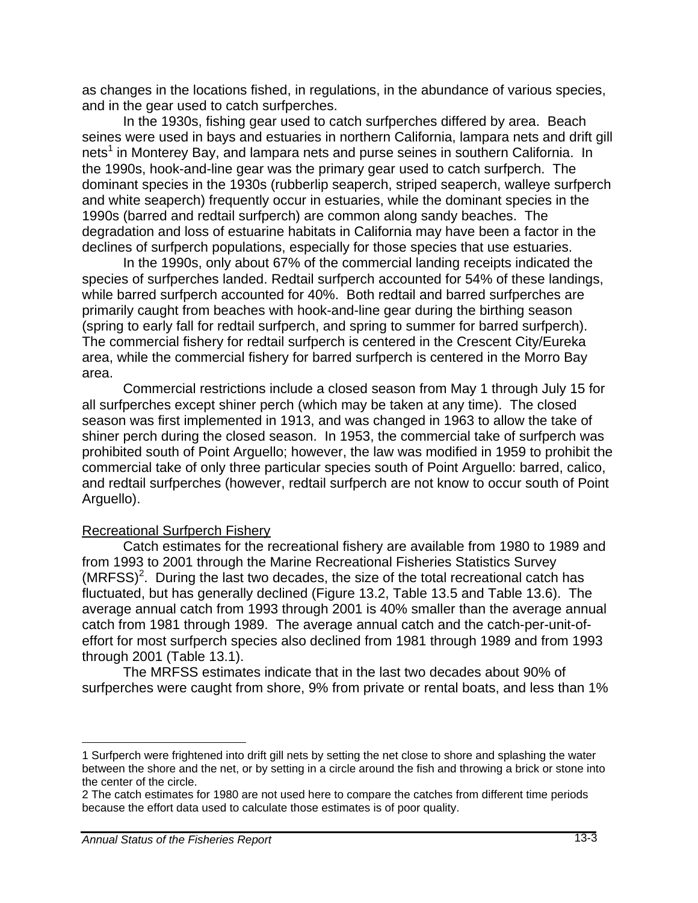as changes in the locations fished, in regulations, in the abundance of various species, and in the gear used to catch surfperches.

In the 1930s, fishing gear used to catch surfperches differed by area. Beach seines were used in bays and estuaries in northern California, lampara nets and drift gill nets[1] in Monterey Bay, and lampara nets and purse seines in southern California. In the 1990s, hook-and-line gear was the primary gear used to catch surfperch. The dominant species in the 1930s (rubberlip seaperch, striped seaperch, walleye surfperch and white seaperch) frequently occur in estuaries, while the dominant species in the 1990s (barred and redtail surfperch) are common along sandy beaches. The degradation and loss of estuarine habitats in California may have been a factor in the declines of surfperch populations, especially for those species that use estuaries.

In the 1990s, only about 67% of the commercial landing receipts indicated the species of surfperches landed. Redtail surfperch accounted for 54% of these landings, while barred surfperch accounted for 40%. Both redtail and barred surfperches are primarily caught from beaches with hook-and-line gear during the birthing season (spring to early fall for redtail surfperch, and spring to summer for barred surfperch). The commercial fishery for redtail surfperch is centered in the Crescent City/Eureka area, while the commercial fishery for barred surfperch is centered in the Morro Bay area.

Commercial restrictions include a closed season from May 1 through July 15 for all surfperches except shiner perch (which may be taken at any time). The closed season was first implemented in 1913, and was changed in 1963 to allow the take of shiner perch during the closed season. In 1953, the commercial take of surfperch was prohibited south of Point Arguello; however, the law was modified in 1959 to prohibit the commercial take of only three particular species south of Point Arguello: barred, calico, and redtail surfperches (however, redtail surfperch are not know to occur south of Point Arguello).

## Recreational Surfperch Fishery

Catch estimates for the recreational fishery are available from 1980 to 1989 and from 1993 to 2001 through the Marine Recreational Fisheries Statistics Survey (MRFSS)[2]. During the last two decades, the size of the total recreational catch has fluctuated, but has generally declined (Figure 13.2, Table 13.5 and Table 13.6). The average annual catch from 1993 through 2001 is 40% smaller than the average annual catch from 1981 through 1989. The average annual catch and the catch-per-unit-of-effort for most surfperch species also declined from 1981 through 1989 and from 1993 through 2001 (Table 13.1).

The MRFSS estimates indicate that in the last two decades about 90% of surfperches were caught from shore, 9% from private or rental boats, and less than 1%

---

1 Surfperch were frightened into drift gill nets by setting the net close to shore and splashing the water between the shore and the net, or by setting in a circle around the fish and throwing a brick or stone into the center of the circle.

2 The catch estimates for 1980 are not used here to compare the catches from different time periods because the effort data used to calculate those estimates is of poor quality.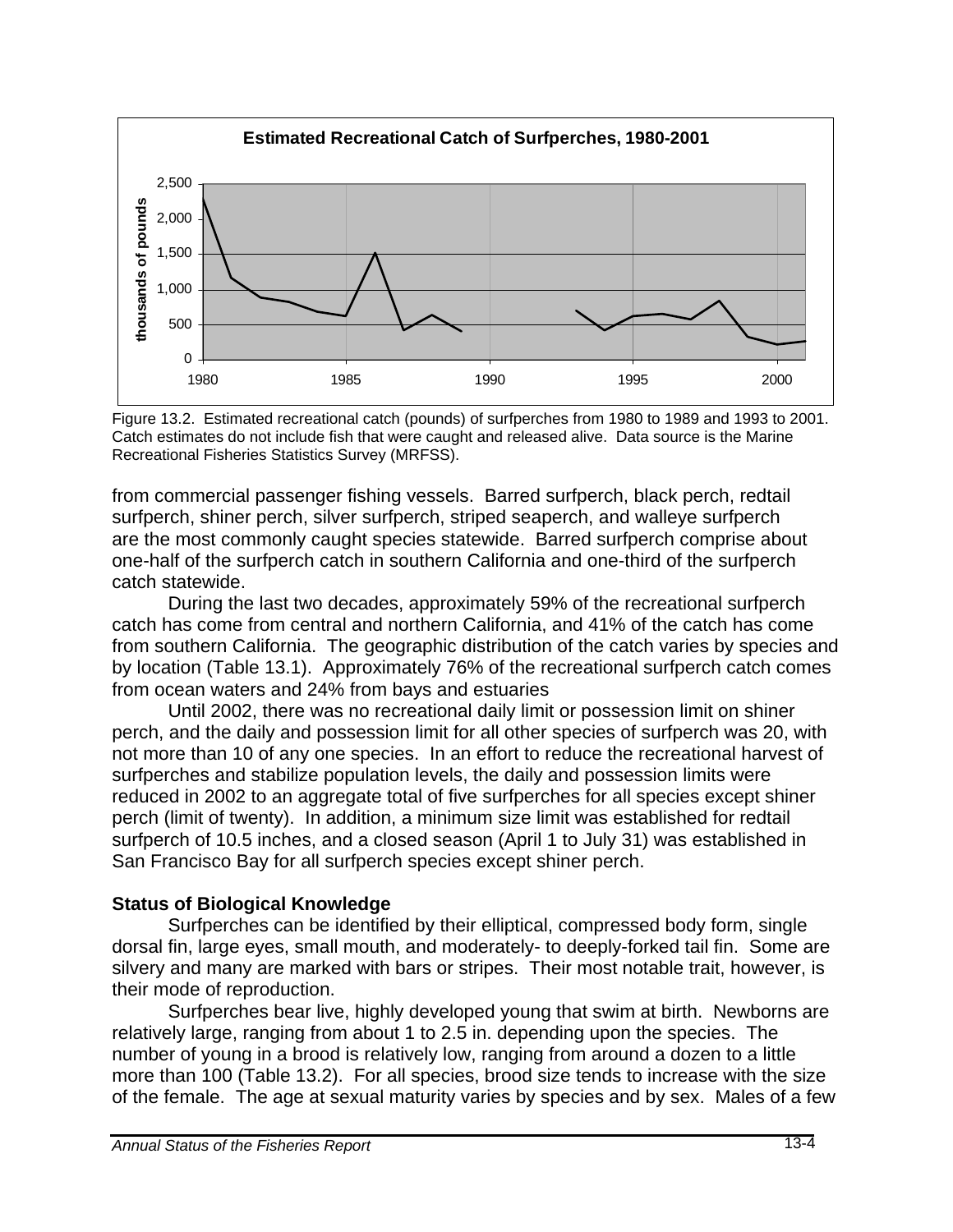Figure 13.2. Estimated recreational catch (pounds) of surfperches from 1980 to 1989 and 1993 to 2001. Catch estimates do not include fish that were caught and released alive. Data source is the Marine Recreational Fisheries Statistics Survey (MRFSS).

from commercial passenger fishing vessels. Barred surfperch, black perch, redtail surfperch, shiner perch, silver surfperch, striped seaperch, and walleye surfperch are the most commonly caught species statewide. Barred surfperch comprise about one-half of the surfperch catch in southern California and one-third of the surfperch catch statewide.

During the last two decades, approximately 59% of the recreational surfperch catch has come from central and northern California, and 41% of the catch has come from southern California. The geographic distribution of the catch varies by species and by location (Table 13.1). Approximately 76% of the recreational surfperch catch comes from ocean waters and 24% from bays and estuaries

Until 2002, there was no recreational daily limit or possession limit on shiner perch, and the daily and possession limit for all other species of surfperch was 20, with not more than 10 of any one species. In an effort to reduce the recreational harvest of surfperches and stabilize population levels, the daily and possession limits were reduced in 2002 to an aggregate total of five surfperches for all species except shiner perch (limit of twenty). In addition, a minimum size limit was established for redtail surfperch of 10.5 inches, and a closed season (April 1 to July 31) was established in San Francisco Bay for all surfperch species except shiner perch.

**Status of Biological Knowledge**

Surfperches can be identified by their elliptical, compressed body form, single dorsal fin, large eyes, small mouth, and moderately- to deeply-forked tail fin. Some are silvery and many are marked with bars or stripes. Their most notable trait, however, is their mode of reproduction.

Surfperches bear live, highly developed young that swim at birth. Newborns are relatively large, ranging from about 1 to 2.5 in. depending upon the species. The number of young in a brood is relatively low, ranging from around a dozen to a little more than 100 (Table 13.2). For all species, brood size tends to increase with the size of the female. The age at sexual maturity varies by species and by sex. Males of a few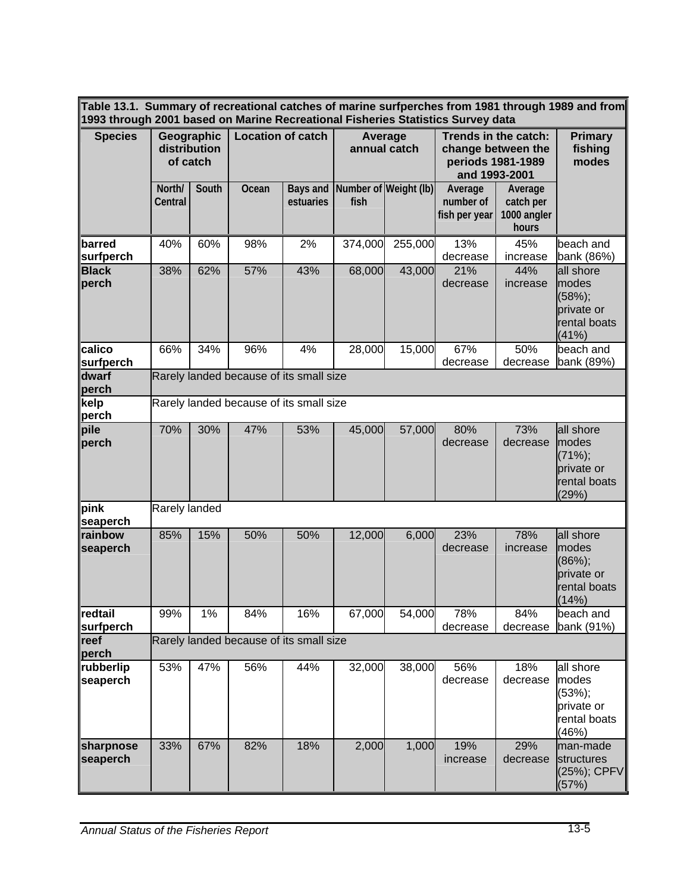**Table 13.1. Summary of recreational catches of marine surfperches from 1981 through 1989 and from 1993 through 2001 based on Marine Recreational Fisheries Statistics Survey data**

| Species | Geographic distribution of catch | | Location of catch | | Average annual catch | | Trends in the catch: change between the periods 1981-1989 and 1993-2001 | | Primary fishing modes |
|---|---|---|---|---|---|---|---|---|---|
| | North/ Central | South | Ocean | Bays and estuaries | Number of fish | Weight (lb) | Average number of fish per year | Average catch per 1000 angler hours | |
| barred surfperch | 40% | 60% | 98% | 2% | 374,000 | 255,000 | 13% decrease | 45% increase | beach and bank (86%) |
| Black perch | 38% | 62% | 57% | 43% | 68,000 | 43,000 | 21% decrease | 44% increase | all shore modes (58%); private or rental boats (41%) |
| calico surfperch | 66% | 34% | 96% | 4% | 28,000 | 15,000 | 67% decrease | 50% decrease | beach and bank (89%) |
| dwarf perch | Rarely landed because of its small size | | | | | | | | |
| kelp perch | Rarely landed because of its small size | | | | | | | | |
| pile perch | 70% | 30% | 47% | 53% | 45,000 | 57,000 | 80% decrease | 73% decrease | all shore modes (71%); private or rental boats (29%) |
| pink seaperch | Rarely landed | | | | | | | | |
| rainbow seaperch | 85% | 15% | 50% | 50% | 12,000 | 6,000 | 23% decrease | 78% increase | all shore modes (86%); private or rental boats (14%) |
| redtail surfperch | 99% | 1% | 84% | 16% | 67,000 | 54,000 | 78% decrease | 84% decrease | beach and bank (91%) |
| reef perch | Rarely landed because of its small size | | | | | | | | |
| rubberlip seaperch | 53% | 47% | 56% | 44% | 32,000 | 38,000 | 56% decrease | 18% decrease | all shore modes (53%); private or rental boats (46%) |
| sharpnose seaperch | 33% | 67% | 82% | 18% | 2,000 | 1,000 | 19% increase | 29% decrease | man-made structures (25%); CPFV (57%) |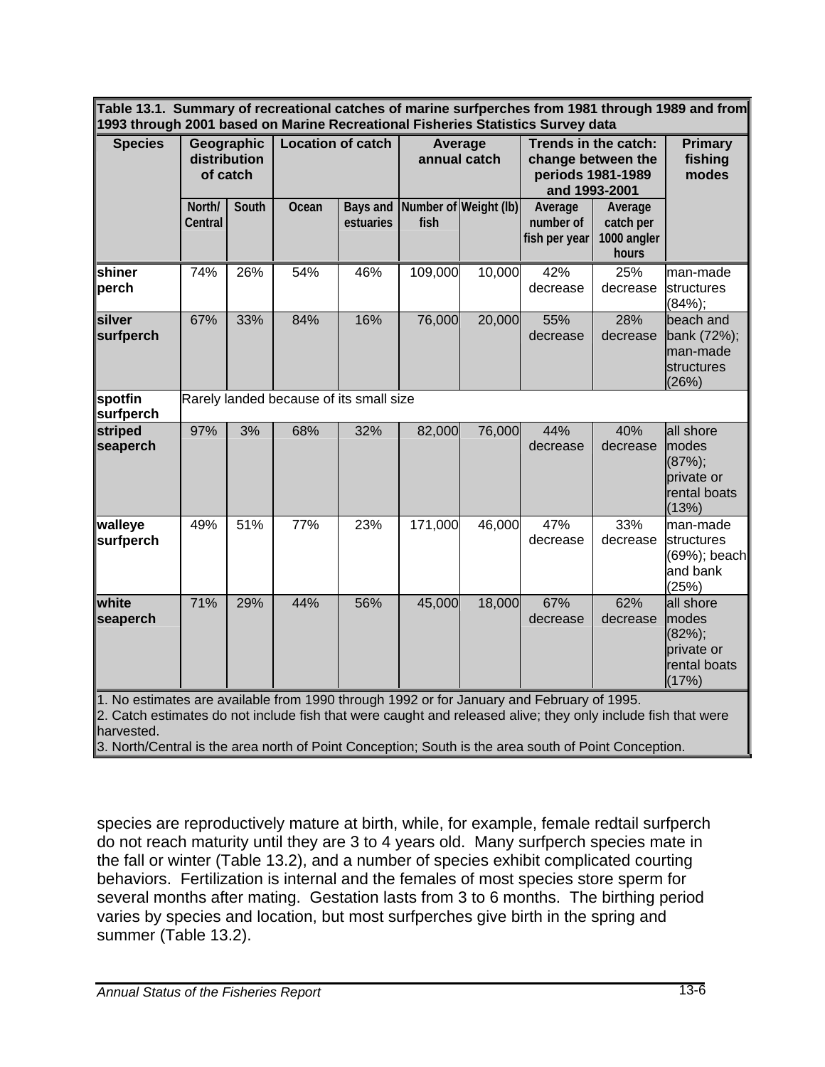**Table 13.1. Summary of recreational catches of marine surfperches from 1981 through 1989 and from 1993 through 2001 based on Marine Recreational Fisheries Statistics Survey data**

| Species | Geographic distribution of catch | | Location of catch | | Average annual catch | | Trends in the catch: change between the periods 1981-1989 and 1993-2001 | | Primary fishing modes |
|---|---|---|---|---|---|---|---|---|---|
| | North/ Central | South | Ocean | Bays and estuaries | Number of fish | Weight (lb) | Average number of fish per year | Average catch per 1000 angler hours | |
| **shiner perch** | 74% | 26% | 54% | 46% | 109,000 | 10,000 | 42% decrease | 25% decrease | man-made structures (84%); |
| **silver surfperch** | 67% | 33% | 84% | 16% | 76,000 | 20,000 | 55% decrease | 28% decrease | beach and bank (72%); man-made structures (26%) |
| **spotfin surfperch** | Rarely landed because of its small size | | | | | | | | |
| **striped seaperch** | 97% | 3% | 68% | 32% | 82,000 | 76,000 | 44% decrease | 40% decrease | all shore modes (87%); private or rental boats (13%) |
| **walleye surfperch** | 49% | 51% | 77% | 23% | 171,000 | 46,000 | 47% decrease | 33% decrease | man-made structures (69%); beach and bank (25%) |
| **white seaperch** | 71% | 29% | 44% | 56% | 45,000 | 18,000 | 67% decrease | 62% decrease | all shore modes (82%); private or rental boats (17%) |

1. No estimates are available from 1990 through 1992 or for January and February of 1995.
2. Catch estimates do not include fish that were caught and released alive; they only include fish that were harvested.
3. North/Central is the area north of Point Conception; South is the area south of Point Conception.

species are reproductively mature at birth, while, for example, female redtail surfperch do not reach maturity until they are 3 to 4 years old. Many surfperch species mate in the fall or winter (Table 13.2), and a number of species exhibit complicated courting behaviors. Fertilization is internal and the females of most species store sperm for several months after mating. Gestation lasts from 3 to 6 months. The birthing period varies by species and location, but most surfperches give birth in the spring and summer (Table 13.2).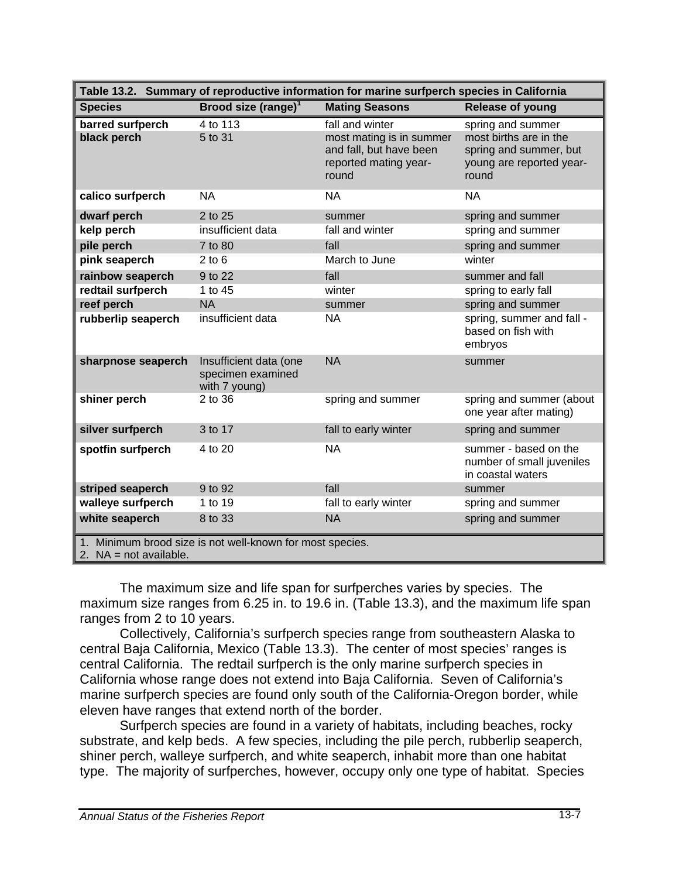**Table 13.2. Summary of reproductive information for marine surfperch species in California**

| Species | Brood size (range)[1] | Mating Seasons | Release of young |
|---|---|---|---|
| **barred surfperch** | 4 to 113 | fall and winter | spring and summer |
| **black perch** | 5 to 31 | most mating is in summer and fall, but have been reported mating year-round | most births are in the spring and summer, but young are reported year-round |
| **calico surfperch** | NA | NA | NA |
| **dwarf perch** | 2 to 25 | summer | spring and summer |
| **kelp perch** | insufficient data | fall and winter | spring and summer |
| **pile perch** | 7 to 80 | fall | spring and summer |
| **pink seaperch** | 2 to 6 | March to June | winter |
| **rainbow seaperch** | 9 to 22 | fall | summer and fall |
| **redtail surfperch** | 1 to 45 | winter | spring to early fall |
| **reef perch** | NA | summer | spring and summer |
| **rubberlip seaperch** | insufficient data | NA | spring, summer and fall - based on fish with embryos |
| **sharpnose seaperch** | Insufficient data (one specimen examined with 7 young) | NA | summer |
| **shiner perch** | 2 to 36 | spring and summer | spring and summer (about one year after mating) |
| **silver surfperch** | 3 to 17 | fall to early winter | spring and summer |
| **spotfin surfperch** | 4 to 20 | NA | summer - based on the number of small juveniles in coastal waters |
| **striped seaperch** | 9 to 92 | fall | summer |
| **walleye surfperch** | 1 to 19 | fall to early winter | spring and summer |
| **white seaperch** | 8 to 33 | NA | spring and summer |

1. Minimum brood size is not well-known for most species.
2. NA = not available.

The maximum size and life span for surfperches varies by species. The maximum size ranges from 6.25 in. to 19.6 in. (Table 13.3), and the maximum life span ranges from 2 to 10 years.

Collectively, California's surfperch species range from southeastern Alaska to central Baja California, Mexico (Table 13.3). The center of most species' ranges is central California. The redtail surfperch is the only marine surfperch species in California whose range does not extend into Baja California. Seven of California's marine surfperch species are found only south of the California-Oregon border, while eleven have ranges that extend north of the border.

Surfperch species are found in a variety of habitats, including beaches, rocky substrate, and kelp beds. A few species, including the pile perch, rubberlip seaperch, shiner perch, walleye surfperch, and white seaperch, inhabit more than one habitat type. The majority of surfperches, however, occupy only one type of habitat. Species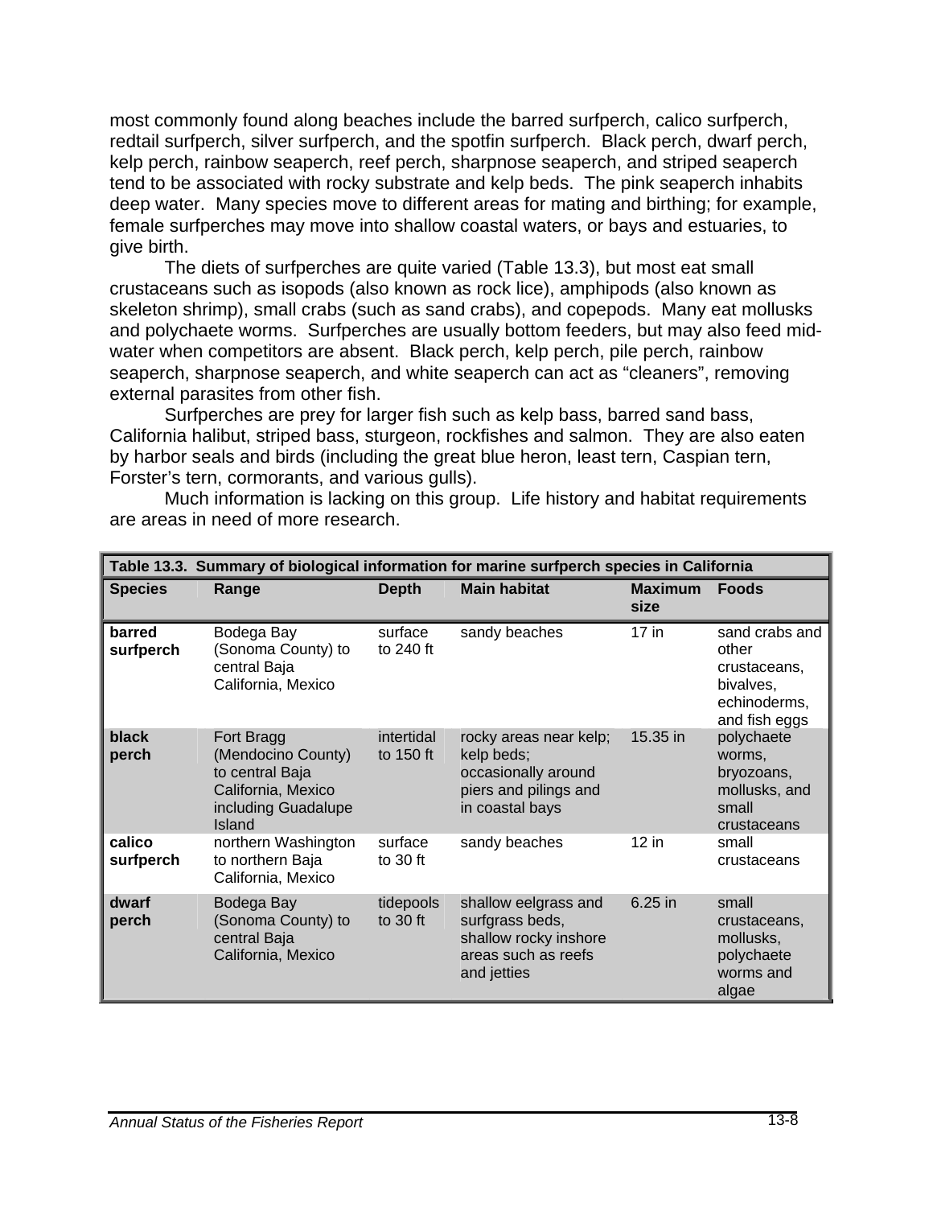most commonly found along beaches include the barred surfperch, calico surfperch, redtail surfperch, silver surfperch, and the spotfin surfperch. Black perch, dwarf perch, kelp perch, rainbow seaperch, reef perch, sharpnose seaperch, and striped seaperch tend to be associated with rocky substrate and kelp beds. The pink seaperch inhabits deep water. Many species move to different areas for mating and birthing; for example, female surfperches may move into shallow coastal waters, or bays and estuaries, to give birth.

The diets of surfperches are quite varied (Table 13.3), but most eat small crustaceans such as isopods (also known as rock lice), amphipods (also known as skeleton shrimp), small crabs (such as sand crabs), and copepods. Many eat mollusks and polychaete worms. Surfperches are usually bottom feeders, but may also feed mid-water when competitors are absent. Black perch, kelp perch, pile perch, rainbow seaperch, sharpnose seaperch, and white seaperch can act as “cleaners”, removing external parasites from other fish.

Surfperches are prey for larger fish such as kelp bass, barred sand bass, California halibut, striped bass, sturgeon, rockfishes and salmon. They are also eaten by harbor seals and birds (including the great blue heron, least tern, Caspian tern, Forster’s tern, cormorants, and various gulls).

Much information is lacking on this group. Life history and habitat requirements are areas in need of more research.

**Table 13.3. Summary of biological information for marine surfperch species in California**

| Species | Range | Depth | Main habitat | Maximum size | Foods |
|---|---|---|---|---|---|
| **barred surfperch** | Bodega Bay (Sonoma County) to central Baja California, Mexico | surface to 240 ft | sandy beaches | 17 in | sand crabs and other crustaceans, bivalves, echinoderms, and fish eggs |
| **black perch** | Fort Bragg (Mendocino County) to central Baja California, Mexico including Guadalupe Island | intertidal to 150 ft | rocky areas near kelp; kelp beds; occasionally around piers and pilings and in coastal bays | 15.35 in | polychaete worms, bryozoans, mollusks, and small crustaceans |
| **calico surfperch** | northern Washington to northern Baja California, Mexico | surface to 30 ft | sandy beaches | 12 in | small crustaceans |
| **dwarf perch** | Bodega Bay (Sonoma County) to central Baja California, Mexico | tidepools to 30 ft | shallow eelgrass and surfgrass beds, shallow rocky inshore areas such as reefs and jetties | 6.25 in | small crustaceans, mollusks, polychaete worms and algae |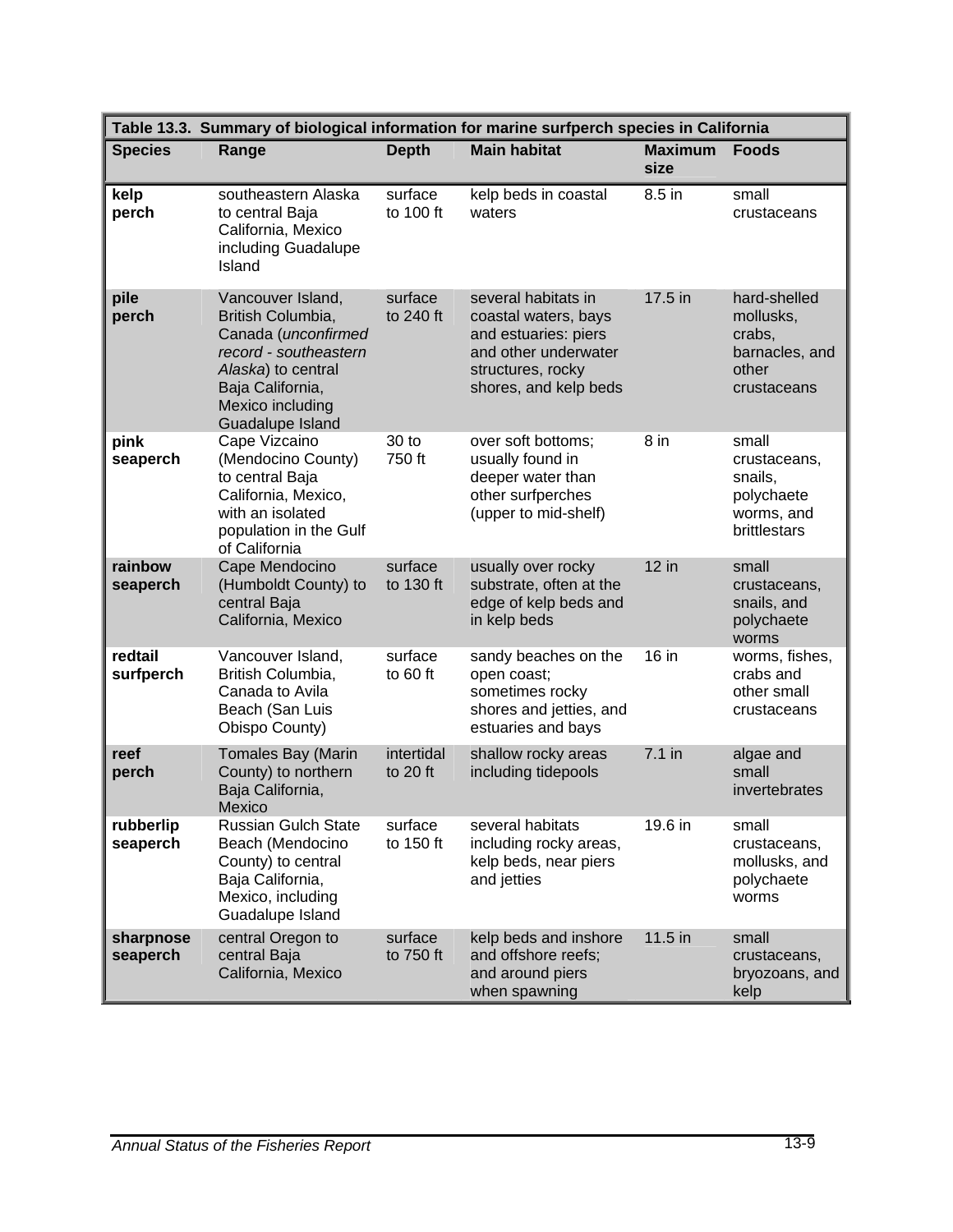**Table 13.3. Summary of biological information for marine surfperch species in California**

| Species | Range | Depth | Main habitat | Maximum size | Foods |
|---|---|---|---|---|---|
| **kelp perch** | southeastern Alaska to central Baja California, Mexico including Guadalupe Island | surface to 100 ft | kelp beds in coastal waters | 8.5 in | small crustaceans |
| **pile perch** | Vancouver Island, British Columbia, Canada (*unconfirmed record - southeastern Alaska*) to central Baja California, Mexico including Guadalupe Island | surface to 240 ft | several habitats in coastal waters, bays and estuaries: piers and other underwater structures, rocky shores, and kelp beds | 17.5 in | hard-shelled mollusks, crabs, barnacles, and other crustaceans |
| **pink seaperch** | Cape Vizcaino (Mendocino County) to central Baja California, Mexico, with an isolated population in the Gulf of California | 30 to 750 ft | over soft bottoms; usually found in deeper water than other surfperches (upper to mid-shelf) | 8 in | small crustaceans, snails, polychaete worms, and brittlestars |
| **rainbow seaperch** | Cape Mendocino (Humboldt County) to central Baja California, Mexico | surface to 130 ft | usually over rocky substrate, often at the edge of kelp beds and in kelp beds | 12 in | small crustaceans, snails, and polychaete worms |
| **redtail surfperch** | Vancouver Island, British Columbia, Canada to Avila Beach (San Luis Obispo County) | surface to 60 ft | sandy beaches on the open coast; sometimes rocky shores and jetties, and estuaries and bays | 16 in | worms, fishes, crabs and other small crustaceans |
| **reef perch** | Tomales Bay (Marin County) to northern Baja California, Mexico | intertidal to 20 ft | shallow rocky areas including tidepools | 7.1 in | algae and small invertebrates |
| **rubberlip seaperch** | Russian Gulch State Beach (Mendocino County) to central Baja California, Mexico, including Guadalupe Island | surface to 150 ft | several habitats including rocky areas, kelp beds, near piers and jetties | 19.6 in | small crustaceans, mollusks, and polychaete worms |
| **sharpnose seaperch** | central Oregon to central Baja California, Mexico | surface to 750 ft | kelp beds and inshore and offshore reefs; and around piers when spawning | 11.5 in | small crustaceans, bryozoans, and kelp |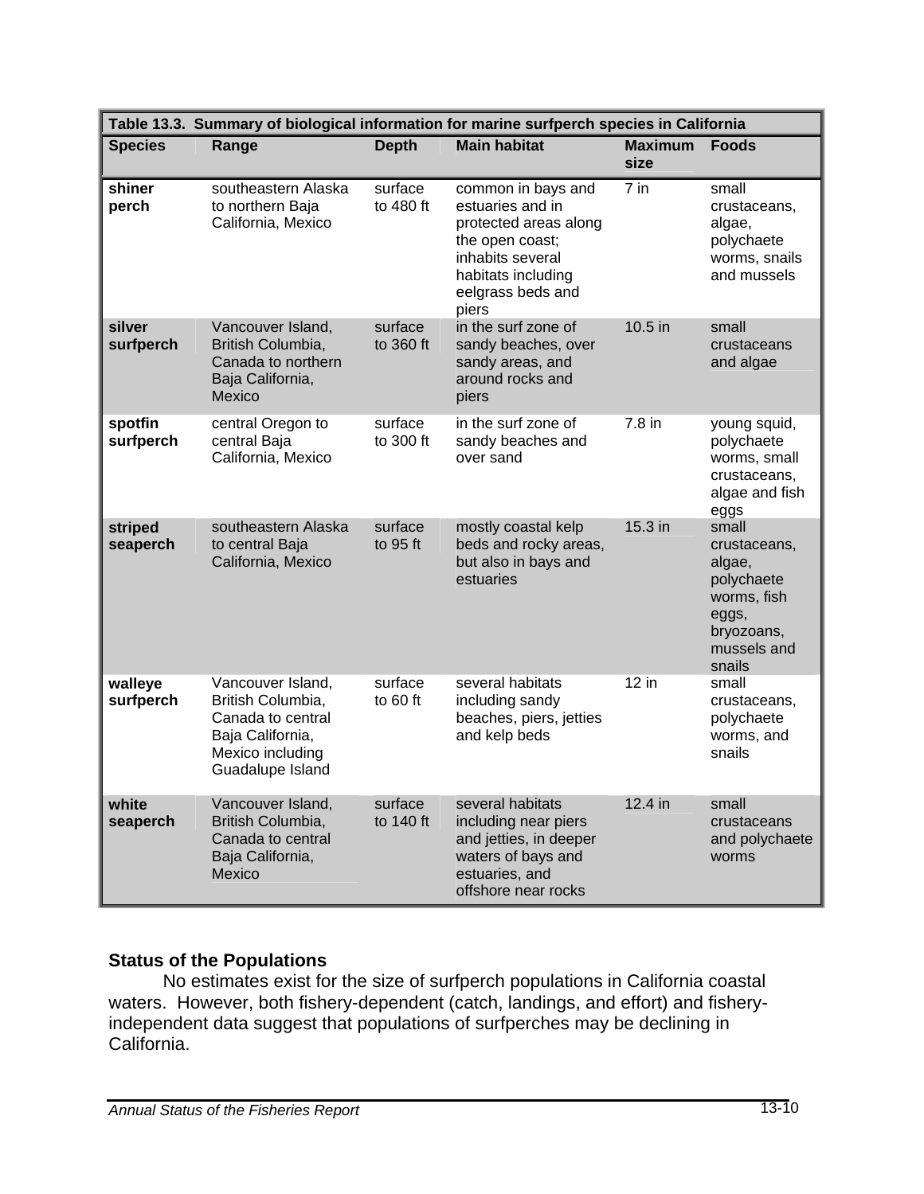| Table 13.3. Summary of biological information for marine surfperch species in California | | | | | |
|---|---|---|---|---|---|
| **Species** | **Range** | **Depth** | **Main habitat** | **Maximum size** | **Foods** |
| **shiner perch** | southeastern Alaska to northern Baja California, Mexico | surface to 480 ft | common in bays and estuaries and in protected areas along the open coast; inhabits several habitats including eelgrass beds and piers | 7 in | small crustaceans, algae, polychaete worms, snails and mussels |
| **silver surfperch** | Vancouver Island, British Columbia, Canada to northern Baja California, Mexico | surface to 360 ft | in the surf zone of sandy beaches, over sandy areas, and around rocks and piers | 10.5 in | small crustaceans and algae |
| **spotfin surfperch** | central Oregon to central Baja California, Mexico | surface to 300 ft | in the surf zone of sandy beaches and over sand | 7.8 in | young squid, polychaete worms, small crustaceans, algae and fish eggs |
| **striped seaperch** | southeastern Alaska to central Baja California, Mexico | surface to 95 ft | mostly coastal kelp beds and rocky areas, but also in bays and estuaries | 15.3 in | small crustaceans, algae, polychaete worms, fish eggs, bryozoans, mussels and snails |
| **walleye surfperch** | Vancouver Island, British Columbia, Canada to central Baja California, Mexico including Guadalupe Island | surface to 60 ft | several habitats including sandy beaches, piers, jetties and kelp beds | 12 in | small crustaceans, polychaete worms, and snails |
| **white seaperch** | Vancouver Island, British Columbia, Canada to central Baja California, Mexico | surface to 140 ft | several habitats including near piers and jetties, in deeper waters of bays and estuaries, and offshore near rocks | 12.4 in | small crustaceans and polychaete worms |

### Status of the Populations

No estimates exist for the size of surfperch populations in California coastal waters. However, both fishery-dependent (catch, landings, and effort) and fishery-independent data suggest that populations of surfperches may be declining in California.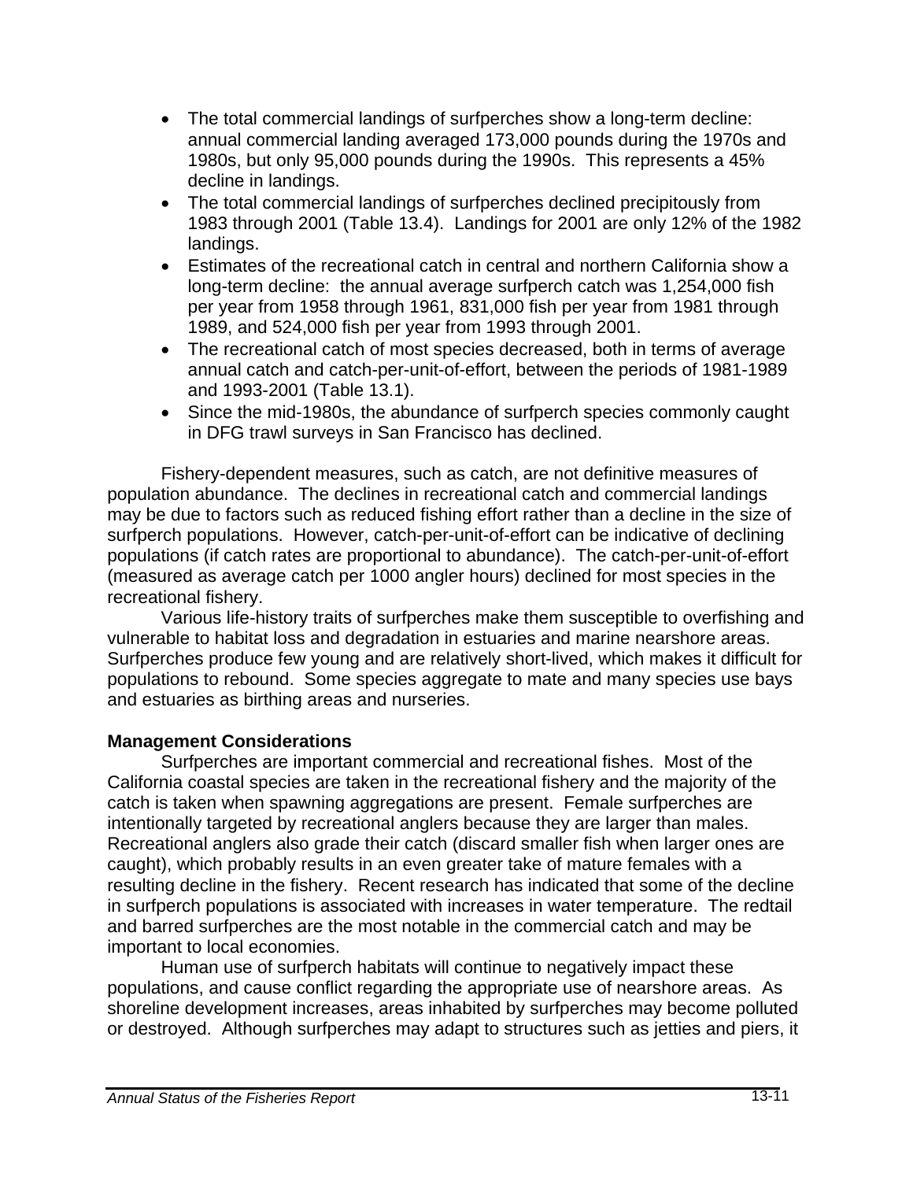- The total commercial landings of surfperches show a long-term decline: annual commercial landing averaged 173,000 pounds during the 1970s and 1980s, but only 95,000 pounds during the 1990s. This represents a 45% decline in landings.
- The total commercial landings of surfperches declined precipitously from 1983 through 2001 (Table 13.4). Landings for 2001 are only 12% of the 1982 landings.
- Estimates of the recreational catch in central and northern California show a long-term decline: the annual average surfperch catch was 1,254,000 fish per year from 1958 through 1961, 831,000 fish per year from 1981 through 1989, and 524,000 fish per year from 1993 through 2001.
- The recreational catch of most species decreased, both in terms of average annual catch and catch-per-unit-of-effort, between the periods of 1981-1989 and 1993-2001 (Table 13.1).
- Since the mid-1980s, the abundance of surfperch species commonly caught in DFG trawl surveys in San Francisco has declined.

Fishery-dependent measures, such as catch, are not definitive measures of population abundance. The declines in recreational catch and commercial landings may be due to factors such as reduced fishing effort rather than a decline in the size of surfperch populations. However, catch-per-unit-of-effort can be indicative of declining populations (if catch rates are proportional to abundance). The catch-per-unit-of-effort (measured as average catch per 1000 angler hours) declined for most species in the recreational fishery.

Various life-history traits of surfperches make them susceptible to overfishing and vulnerable to habitat loss and degradation in estuaries and marine nearshore areas. Surfperches produce few young and are relatively short-lived, which makes it difficult for populations to rebound. Some species aggregate to mate and many species use bays and estuaries as birthing areas and nurseries.

**Management Considerations**

Surfperches are important commercial and recreational fishes. Most of the California coastal species are taken in the recreational fishery and the majority of the catch is taken when spawning aggregations are present. Female surfperches are intentionally targeted by recreational anglers because they are larger than males. Recreational anglers also grade their catch (discard smaller fish when larger ones are caught), which probably results in an even greater take of mature females with a resulting decline in the fishery. Recent research has indicated that some of the decline in surfperch populations is associated with increases in water temperature. The redtail and barred surfperches are the most notable in the commercial catch and may be important to local economies.

Human use of surfperch habitats will continue to negatively impact these populations, and cause conflict regarding the appropriate use of nearshore areas. As shoreline development increases, areas inhabited by surfperches may become polluted or destroyed. Although surfperches may adapt to structures such as jetties and piers, it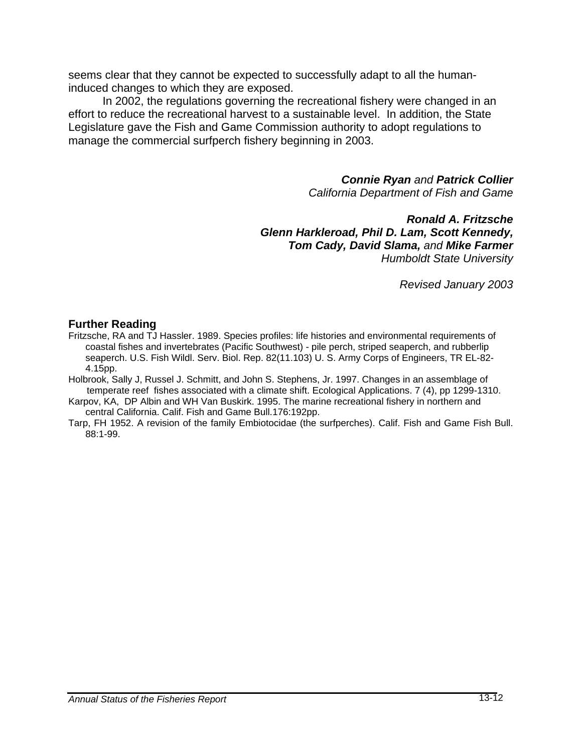seems clear that they cannot be expected to successfully adapt to all the human-induced changes to which they are exposed.

In 2002, the regulations governing the recreational fishery were changed in an effort to reduce the recreational harvest to a sustainable level. In addition, the State Legislature gave the Fish and Game Commission authority to adopt regulations to manage the commercial surfperch fishery beginning in 2003.

***Connie Ryan*** *and* ***Patrick Collier***
*California Department of Fish and Game*

***Ronald A. Fritzsche***
***Glenn Harkleroad, Phil D. Lam, Scott Kennedy,***
***Tom Cady, David Slama,*** *and* ***Mike Farmer***
*Humboldt State University*

*Revised January 2003*

## Further Reading

Fritzsche, RA and TJ Hassler. 1989. Species profiles: life histories and environmental requirements of coastal fishes and invertebrates (Pacific Southwest) - pile perch, striped seaperch, and rubberlip seaperch. U.S. Fish Wildl. Serv. Biol. Rep. 82(11.103) U. S. Army Corps of Engineers, TR EL-82-4.15pp.

Holbrook, Sally J, Russel J. Schmitt, and John S. Stephens, Jr. 1997. Changes in an assemblage of temperate reef fishes associated with a climate shift. Ecological Applications. 7 (4), pp 1299-1310.

Karpov, KA, DP Albin and WH Van Buskirk. 1995. The marine recreational fishery in northern and central California. Calif. Fish and Game Bull.176:192pp.

Tarp, FH 1952. A revision of the family Embiotocidae (the surfperches). Calif. Fish and Game Fish Bull. 88:1-99.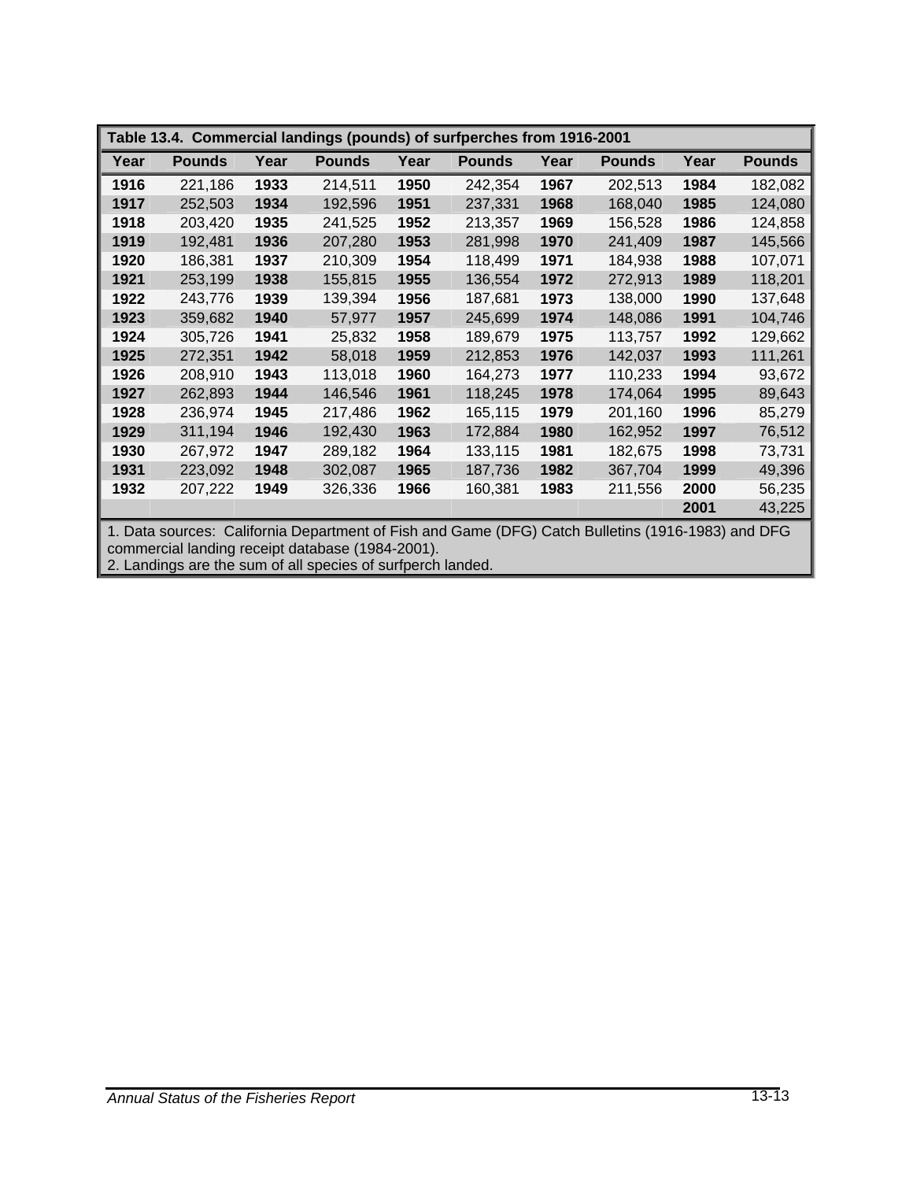**Table 13.4. Commercial landings (pounds) of surfperches from 1916-2001**

| Year | Pounds | Year | Pounds | Year | Pounds | Year | Pounds | Year | Pounds |
|---|---|---|---|---|---|---|---|---|---|
| **1916** | 221,186 | **1933** | 214,511 | **1950** | 242,354 | **1967** | 202,513 | **1984** | 182,082 |
| **1917** | 252,503 | **1934** | 192,596 | **1951** | 237,331 | **1968** | 168,040 | **1985** | 124,080 |
| **1918** | 203,420 | **1935** | 241,525 | **1952** | 213,357 | **1969** | 156,528 | **1986** | 124,858 |
| **1919** | 192,481 | **1936** | 207,280 | **1953** | 281,998 | **1970** | 241,409 | **1987** | 145,566 |
| **1920** | 186,381 | **1937** | 210,309 | **1954** | 118,499 | **1971** | 184,938 | **1988** | 107,071 |
| **1921** | 253,199 | **1938** | 155,815 | **1955** | 136,554 | **1972** | 272,913 | **1989** | 118,201 |
| **1922** | 243,776 | **1939** | 139,394 | **1956** | 187,681 | **1973** | 138,000 | **1990** | 137,648 |
| **1923** | 359,682 | **1940** | 57,977 | **1957** | 245,699 | **1974** | 148,086 | **1991** | 104,746 |
| **1924** | 305,726 | **1941** | 25,832 | **1958** | 189,679 | **1975** | 113,757 | **1992** | 129,662 |
| **1925** | 272,351 | **1942** | 58,018 | **1959** | 212,853 | **1976** | 142,037 | **1993** | 111,261 |
| **1926** | 208,910 | **1943** | 113,018 | **1960** | 164,273 | **1977** | 110,233 | **1994** | 93,672 |
| **1927** | 262,893 | **1944** | 146,546 | **1961** | 118,245 | **1978** | 174,064 | **1995** | 89,643 |
| **1928** | 236,974 | **1945** | 217,486 | **1962** | 165,115 | **1979** | 201,160 | **1996** | 85,279 |
| **1929** | 311,194 | **1946** | 192,430 | **1963** | 172,884 | **1980** | 162,952 | **1997** | 76,512 |
| **1930** | 267,972 | **1947** | 289,182 | **1964** | 133,115 | **1981** | 182,675 | **1998** | 73,731 |
| **1931** | 223,092 | **1948** | 302,087 | **1965** | 187,736 | **1982** | 367,704 | **1999** | 49,396 |
| **1932** | 207,222 | **1949** | 326,336 | **1966** | 160,381 | **1983** | 211,556 | **2000** | 56,235 |
| | | | | | | | | **2001** | 43,225 |

1. Data sources: California Department of Fish and Game (DFG) Catch Bulletins (1916-1983) and DFG commercial landing receipt database (1984-2001).
2. Landings are the sum of all species of surfperch landed.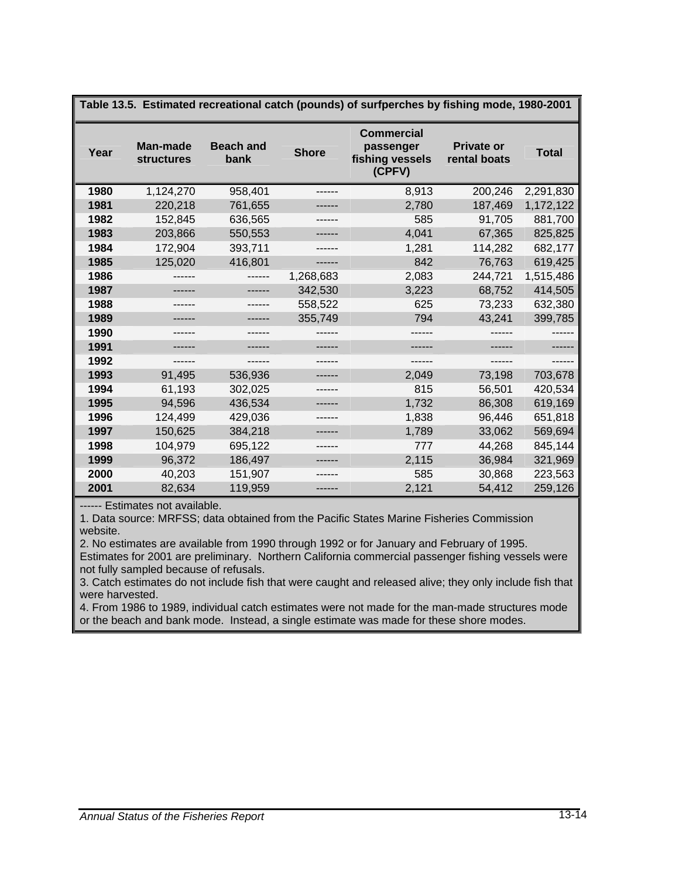**Table 13.5. Estimated recreational catch (pounds) of surfperches by fishing mode, 1980-2001**

| Year | Man-made structures | Beach and bank | Shore | Commercial passenger fishing vessels (CPFV) | Private or rental boats | Total |
|---|---|---|---|---|---|---|
| 1980 | 1,124,270 | 958,401 | ------ | 8,913 | 200,246 | 2,291,830 |
| 1981 | 220,218 | 761,655 | ------ | 2,780 | 187,469 | 1,172,122 |
| 1982 | 152,845 | 636,565 | ------ | 585 | 91,705 | 881,700 |
| 1983 | 203,866 | 550,553 | ------ | 4,041 | 67,365 | 825,825 |
| 1984 | 172,904 | 393,711 | ------ | 1,281 | 114,282 | 682,177 |
| 1985 | 125,020 | 416,801 | ------ | 842 | 76,763 | 619,425 |
| 1986 | ------ | ------ | 1,268,683 | 2,083 | 244,721 | 1,515,486 |
| 1987 | ------ | ------ | 342,530 | 3,223 | 68,752 | 414,505 |
| 1988 | ------ | ------ | 558,522 | 625 | 73,233 | 632,380 |
| 1989 | ------ | ------ | 355,749 | 794 | 43,241 | 399,785 |
| 1990 | ------ | ------ | ------ | ------ | ------ | ------ |
| 1991 | ------ | ------ | ------ | ------ | ------ | ------ |
| 1992 | ------ | ------ | ------ | ------ | ------ | ------ |
| 1993 | 91,495 | 536,936 | ------ | 2,049 | 73,198 | 703,678 |
| 1994 | 61,193 | 302,025 | ------ | 815 | 56,501 | 420,534 |
| 1995 | 94,596 | 436,534 | ------ | 1,732 | 86,308 | 619,169 |
| 1996 | 124,499 | 429,036 | ------ | 1,838 | 96,446 | 651,818 |
| 1997 | 150,625 | 384,218 | ------ | 1,789 | 33,062 | 569,694 |
| 1998 | 104,979 | 695,122 | ------ | 777 | 44,268 | 845,144 |
| 1999 | 96,372 | 186,497 | ------ | 2,115 | 36,984 | 321,969 |
| 2000 | 40,203 | 151,907 | ------ | 585 | 30,868 | 223,563 |
| 2001 | 82,634 | 119,959 | ------ | 2,121 | 54,412 | 259,126 |

------ Estimates not available.

1. Data source: MRFSS; data obtained from the Pacific States Marine Fisheries Commission website.

2. No estimates are available from 1990 through 1992 or for January and February of 1995. Estimates for 2001 are preliminary. Northern California commercial passenger fishing vessels were not fully sampled because of refusals.

3. Catch estimates do not include fish that were caught and released alive; they only include fish that were harvested.

4. From 1986 to 1989, individual catch estimates were not made for the man-made structures mode or the beach and bank mode. Instead, a single estimate was made for these shore modes.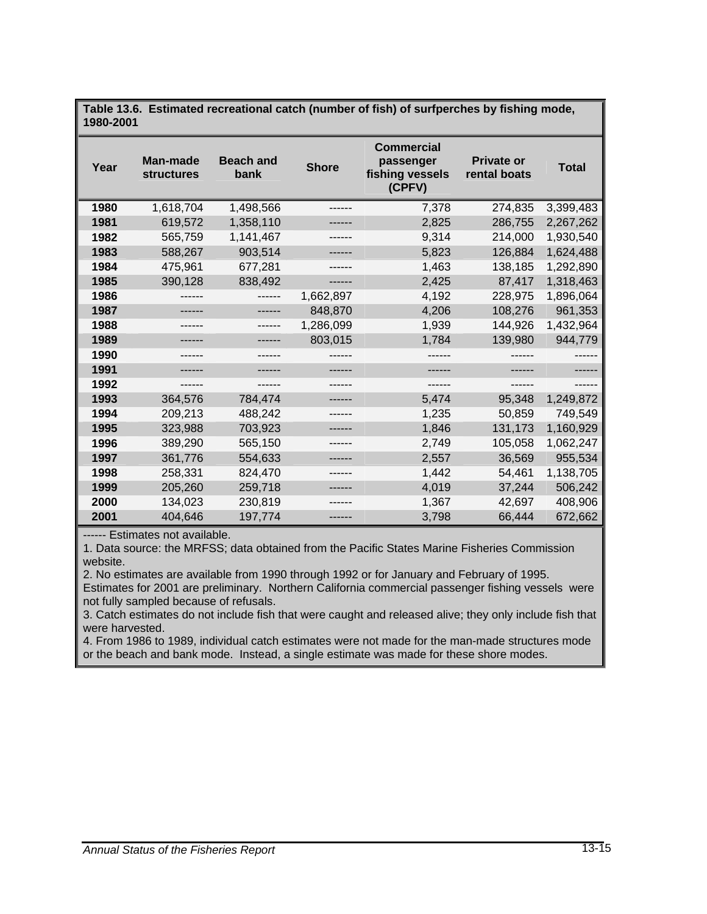**Table 13.6. Estimated recreational catch (number of fish) of surfperches by fishing mode, 1980-2001**

| Year | Man-made structures | Beach and bank | Shore | Commercial passenger fishing vessels (CPFV) | Private or rental boats | Total |
|---|---|---|---|---|---|---|
| 1980 | 1,618,704 | 1,498,566 | ------ | 7,378 | 274,835 | 3,399,483 |
| 1981 | 619,572 | 1,358,110 | ------ | 2,825 | 286,755 | 2,267,262 |
| 1982 | 565,759 | 1,141,467 | ------ | 9,314 | 214,000 | 1,930,540 |
| 1983 | 588,267 | 903,514 | ------ | 5,823 | 126,884 | 1,624,488 |
| 1984 | 475,961 | 677,281 | ------ | 1,463 | 138,185 | 1,292,890 |
| 1985 | 390,128 | 838,492 | ------ | 2,425 | 87,417 | 1,318,463 |
| 1986 | ------ | ------ | 1,662,897 | 4,192 | 228,975 | 1,896,064 |
| 1987 | ------ | ------ | 848,870 | 4,206 | 108,276 | 961,353 |
| 1988 | ------ | ------ | 1,286,099 | 1,939 | 144,926 | 1,432,964 |
| 1989 | ------ | ------ | 803,015 | 1,784 | 139,980 | 944,779 |
| 1990 | ------ | ------ | ------ | ------ | ------ | ------ |
| 1991 | ------ | ------ | ------ | ------ | ------ | ------ |
| 1992 | ------ | ------ | ------ | ------ | ------ | ------ |
| 1993 | 364,576 | 784,474 | ------ | 5,474 | 95,348 | 1,249,872 |
| 1994 | 209,213 | 488,242 | ------ | 1,235 | 50,859 | 749,549 |
| 1995 | 323,988 | 703,923 | ------ | 1,846 | 131,173 | 1,160,929 |
| 1996 | 389,290 | 565,150 | ------ | 2,749 | 105,058 | 1,062,247 |
| 1997 | 361,776 | 554,633 | ------ | 2,557 | 36,569 | 955,534 |
| 1998 | 258,331 | 824,470 | ------ | 1,442 | 54,461 | 1,138,705 |
| 1999 | 205,260 | 259,718 | ------ | 4,019 | 37,244 | 506,242 |
| 2000 | 134,023 | 230,819 | ------ | 1,367 | 42,697 | 408,906 |
| 2001 | 404,646 | 197,774 | ------ | 3,798 | 66,444 | 672,662 |

------ Estimates not available.

1. Data source: the MRFSS; data obtained from the Pacific States Marine Fisheries Commission website.

2. No estimates are available from 1990 through 1992 or for January and February of 1995. Estimates for 2001 are preliminary. Northern California commercial passenger fishing vessels were not fully sampled because of refusals.

3. Catch estimates do not include fish that were caught and released alive; they only include fish that were harvested.

4. From 1986 to 1989, individual catch estimates were not made for the man-made structures mode or the beach and bank mode. Instead, a single estimate was made for these shore modes.